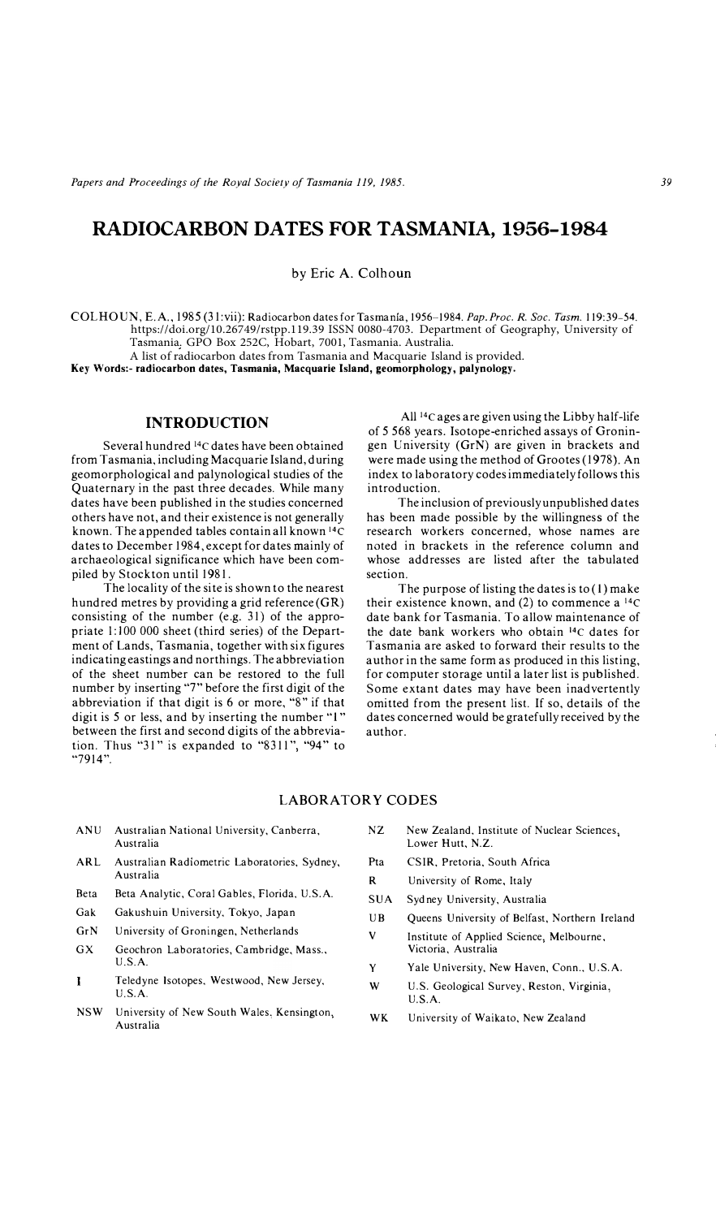# RADIOCARBON DATES FOR TASMANIA, 1956–1984

by Eric A. Colhoun

COLHOUN, E.A., 1985 (31:vii): Radiocarbon dates for Tasmania, 1956–1984. *Pap. Proc. R. Soc. Tasm.* 119:39–54. https://doi.org/10.26749/rstpp.119.39 ISSN 0080-4703. Department of Geography, University of Tasmania, GPO Box 252C, Hobart, 7001, Tasmania. Australia.

A list of radiocarbon dates from Tasmania and Macquarie Island is provided.

**Key Words:- radiocarbon dates, Tasmania, Macquarie Island, geomorphology, palynology.**

## INTRODUCTION

Several hundred $^{14}C$ dates have been obtained from Tasmania, including Macquarie Island, during geomorphological and palynological studies of the Quaternary in the past three decades. While many dates have been published in the studies concerned others have not, and their existence is not generally known. The appended tables contain all known $^{14}C$ dates to December 1984, except for dates mainly of archaeological significance which have been compiled by Stockton until 1981.

The locality of the site is shown to the nearest hundred metres by providing a grid reference (GR) consisting of the number (e.g. 31) of the appropriate 1:100 000 sheet (third series) of the Department of Lands, Tasmania, together with six figures indicating eastings and northings. The abbreviation of the sheet number can be restored to the full number by inserting "7" before the first digit of the abbreviation if that digit is 6 or more, "8" if that digit is 5 or less, and by inserting the number "1" between the first and second digits of the abbreviation. Thus "31" is expanded to "8311", "94" to "7914".

All $^{14}C$ ages are given using the Libby half-life of 5 568 years. Isotope-enriched assays of Groningen University (GrN) are given in brackets and were made using the method of Grootes (1978). An index to laboratory codes immediately follows this introduction.

The inclusion of previously unpublished dates has been made possible by the willingness of the research workers concerned, whose names are noted in brackets in the reference column and whose addresses are listed after the tabulated section.

The purpose of listing the dates is to (1) make their existence known, and (2) to commence a $^{14}C$ date bank for Tasmania. To allow maintenance of the date bank workers who obtain $^{14}C$ dates for Tasmania are asked to forward their results to the author in the same form as produced in this listing, for computer storage until a later list is published. Some extant dates may have been inadvertently omitted from the present list. If so, details of the dates concerned would be gratefully received by the author.

## LABORATORY CODES

| Code | Laboratory |
|---|---|
| ANU | Australian National University, Canberra, Australia |
| ARL | Australian Radiometric Laboratories, Sydney, Australia |
| Beta | Beta Analytic, Coral Gables, Florida, U.S.A. |
| Gak | Gakushuin University, Tokyo, Japan |
| GrN | University of Groningen, Netherlands |
| GX | Geochron Laboratories, Cambridge, Mass., U.S.A. |
| I | Teledyne Isotopes, Westwood, New Jersey, U.S.A. |
| NSW | University of New South Wales, Kensington, Australia |
| NZ | New Zealand, Institute of Nuclear Sciences, Lower Hutt, N.Z. |
| Pta | CSIR, Pretoria, South Africa |
| R | University of Rome, Italy |
| SUA | Sydney University, Australia |
| UB | Queens University of Belfast, Northern Ireland |
| V | Institute of Applied Science, Melbourne, Victoria, Australia |
| Y | Yale University, New Haven, Conn., U.S.A. |
| W | U.S. Geological Survey, Reston, Virginia, U.S.A. |
| WK | University of Waikato, New Zealand |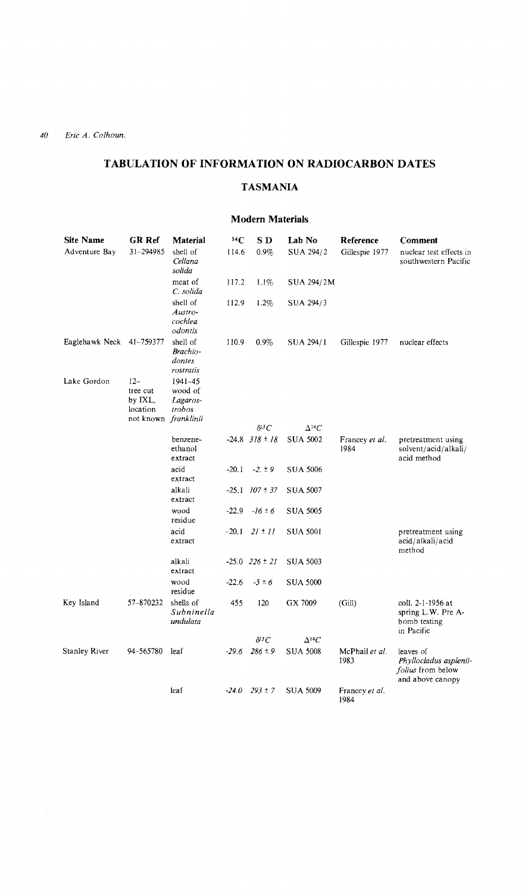# TABULATION OF INFORMATION ON RADIOCARBON DATES

## TASMANIA

### Modern Materials

| Site Name | GR Ref | Material | $^{14}C$ | S D | Lab No | Reference | Comment |
|---|---|---|---|---|---|---|---|
| Adventure Bay | 31–294985 | shell of *Cellana solida* | 114.6 | 0.9% | SUA 294/2 | Gillespie 1977 | nuclear test effects in southwestern Pacific |
| | | meat of *C. solida* | 117.2 | 1.1% | SUA 294/2M | | |
| | | shell of *Austrocochlea odontis* | 112.9 | 1.2% | SUA 294/3 | | |
| Eaglehawk Neck | 41–759377 | shell of *Brachiodontes rostratis* | 110.9 | 0.9% | SUA 294/1 | Gillespie 1977 | nuclear effects |
| Lake Gordon | 12–tree cut by IXL, location not known | 1941–45 wood of *Lagarostrobos franklinii* | | | | | |
| | | | *$\delta^{13}C$* | *$\Delta^{14}C$* | | | |
| | | benzene-ethanol extract | -24.8 | *318 ± 18* | SUA 5002 | Francey *et al.* 1984 | pretreatment using solvent/acid/alkali/acid method |
| | | acid extract | -20.1 | *-2. ± 9* | SUA 5006 | | |
| | | alkali extract | -25.1 | *107 ± 37* | SUA 5007 | | |
| | | wood residue | -22.9 | *-16 ± 6* | SUA 5005 | | |
| | | acid extract | -20.1 | *21 ± 11* | SUA 5001 | | pretreatment using acid/alkali/acid method |
| | | alkali extract | -25.0 | *226 ± 21* | SUA 5003 | | |
| | | wood residue | -22.6 | *-5 ± 6* | SUA 5000 | | |
| Key Island | 57–870232 | shells of *Subninella undulata* | 455 | 120 | GX 7009 | (Gill) | coll. 2-1-1956 at spring L.W. Pre A-bomb testing in Pacific |
| | | | *$\delta^{13}C$* | *$\Delta^{14}C$* | | | |
| Stanley River | 94–565780 | leaf | *-29.6* | *286 ± 9* | SUA 5008 | McPhail *et al.* 1983 | leaves of *Phyllocladus asplenii-folius* from below and above canopy |
| | | leaf | *-24.0* | *293 ± 7* | SUA 5009 | Francey *et al.* 1984 | |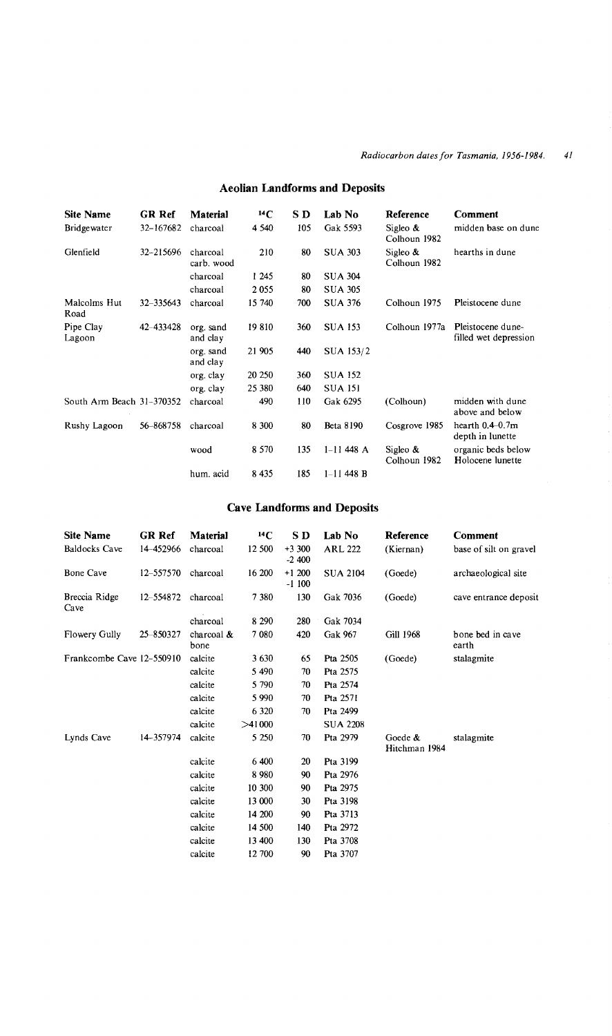## Aeolian Landforms and Deposits

| Site Name | GR Ref | Material | $^{14}C$ | S D | Lab No | Reference | Comment |
|---|---|---|---|---|---|---|---|
| Bridgewater | 32–167682 | charcoal | 4 540 | 105 | Gak 5593 | Sigleo & Colhoun 1982 | midden base on dune |
| Glenfield | 32–215696 | charcoal carb. wood | 210 | 80 | SUA 303 | Sigleo & Colhoun 1982 | hearths in dune |
| | | charcoal | 1 245 | 80 | SUA 304 | | |
| | | charcoal | 2 055 | 80 | SUA 305 | | |
| Malcolms Hut Road | 32–335643 | charcoal | 15 740 | 700 | SUA 376 | Colhoun 1975 | Pleistocene dune |
| Pipe Clay Lagoon | 42–433428 | org. sand and clay | 19 810 | 360 | SUA 153 | Colhoun 1977a | Pleistocene dune-filled wet depression |
| | | org. sand and clay | 21 905 | 440 | SUA 153/2 | | |
| | | org. clay | 20 250 | 360 | SUA 152 | | |
| | | org. clay | 25 380 | 640 | SUA 151 | | |
| South Arm Beach | 31–370352 | charcoal | 490 | 110 | Gak 6295 | (Colhoun) | midden with dune above and below |
| Rushy Lagoon | 56–868758 | charcoal | 8 300 | 80 | Beta 8190 | Cosgrove 1985 | hearth 0.4–0.7m depth in lunette |
| | | wood | 8 570 | 135 | I–11 448 A | Sigleo & Colhoun 1982 | organic beds below Holocene lunette |
| | | hum. acid | 8 435 | 185 | I–11 448 B | | |

## Cave Landforms and Deposits

| Site Name | GR Ref | Material | $^{14}C$ | S D | Lab No | Reference | Comment |
|---|---|---|---|---|---|---|---|
| Baldocks Cave | 14–452966 | charcoal | 12 500 | +3 300 -2 400 | ARL 222 | (Kiernan) | base of silt on gravel |
| Bone Cave | 12–557570 | charcoal | 16 200 | +1 200 -1 100 | SUA 2104 | (Goede) | archaeological site |
| Breccia Ridge Cave | 12–554872 | charcoal | 7 380 | 130 | Gak 7036 | (Goede) | cave entrance deposit |
| | | charcoal | 8 290 | 280 | Gak 7034 | | |
| Flowery Gully | 25–850327 | charcoal & bone | 7 080 | 420 | Gak 967 | Gill 1968 | bone bed in cave earth |
| Frankcombe Cave | 12–550910 | calcite | 3 630 | 65 | Pta 2505 | (Goede) | stalagmite |
| | | calcite | 5 490 | 70 | Pta 2575 | | |
| | | calcite | 5 790 | 70 | Pta 2574 | | |
| | | calcite | 5 990 | 70 | Pta 2571 | | |
| | | calcite | 6 320 | 70 | Pta 2499 | | |
| | | calcite | >41 000 | | SUA 2208 | | |
| Lynds Cave | 14–357974 | calcite | 5 250 | 70 | Pta 2979 | Goede & Hitchman 1984 | stalagmite |
| | | calcite | 6 400 | 20 | Pta 3199 | | |
| | | calcite | 8 980 | 90 | Pta 2976 | | |
| | | calcite | 10 300 | 90 | Pta 2975 | | |
| | | calcite | 13 000 | 30 | Pta 3198 | | |
| | | calcite | 14 200 | 90 | Pta 3713 | | |
| | | calcite | 14 500 | 140 | Pta 2972 | | |
| | | calcite | 13 400 | 130 | Pta 3708 | | |
| | | calcite | 12 700 | 90 | Pta 3707 | | |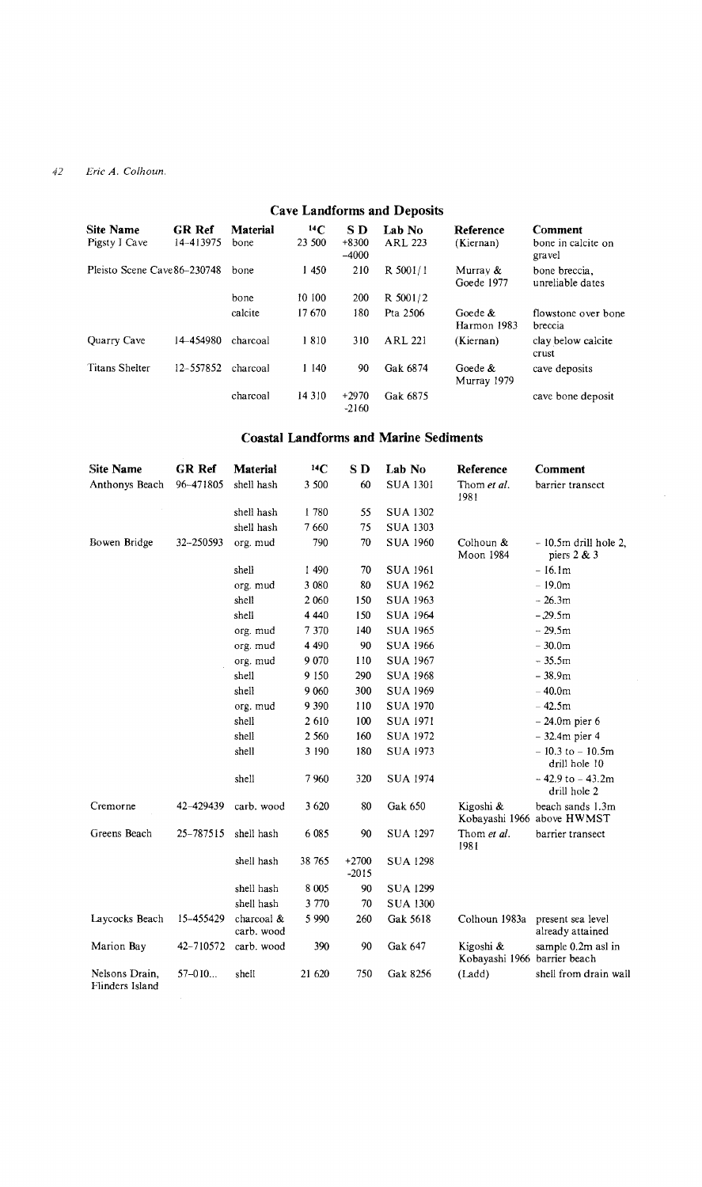## Cave Landforms and Deposits

| Site Name | GR Ref | Material | $^{14}C$ | S D | Lab No | Reference | Comment |
|---|---|---|---|---|---|---|---|
| Pigsty 1 Cave | 14–413975 | bone | 23 500 | +8300 −4000 | ARL 223 | (Kiernan) | bone in calcite on gravel |
| Pleisto Scene Cave | 86–230748 | bone | 1 450 | 210 | R 5001/1 | Murray & Goede 1977 | bone breccia, unreliable dates |
| | | bone | 10 100 | 200 | R 5001/2 | | |
| | | calcite | 17 670 | 180 | Pta 2506 | Goede & Harmon 1983 | flowstone over bone breccia |
| Quarry Cave | 14–454980 | charcoal | 1 810 | 310 | ARL 221 | (Kiernan) | clay below calcite crust |
| Titans Shelter | 12–557852 | charcoal | 1 140 | 90 | Gak 6874 | Goede & Murray 1979 | cave deposits |
| | | charcoal | 14 310 | +2970 −2160 | Gak 6875 | | cave bone deposit |

## Coastal Landforms and Marine Sediments

| Site Name | GR Ref | Material | $^{14}C$ | S D | Lab No | Reference | Comment |
|---|---|---|---|---|---|---|---|
| Anthonys Beach | 96–471805 | shell hash | 3 500 | 60 | SUA 1301 | Thom *et al.* 1981 | barrier transect |
| | | shell hash | 1 780 | 55 | SUA 1302 | | |
| | | shell hash | 7 660 | 75 | SUA 1303 | | |
| Bowen Bridge | 32–250593 | org. mud | 790 | 70 | SUA 1960 | Colhoun & Moon 1984 | − 10.5m drill hole 2, piers 2 & 3 |
| | | shell | 1 490 | 70 | SUA 1961 | | − 16.1m |
| | | org. mud | 3 080 | 80 | SUA 1962 | | − 19.0m |
| | | shell | 2 060 | 150 | SUA 1963 | | − 26.3m |
| | | shell | 4 440 | 150 | SUA 1964 | | − 29.5m |
| | | org. mud | 7 370 | 140 | SUA 1965 | | − 29.5m |
| | | org. mud | 4 490 | 90 | SUA 1966 | | − 30.0m |
| | | org. mud | 9 070 | 110 | SUA 1967 | | − 35.5m |
| | | shell | 9 150 | 290 | SUA 1968 | | − 38.9m |
| | | shell | 9 060 | 300 | SUA 1969 | | − 40.0m |
| | | org. mud | 9 390 | 110 | SUA 1970 | | − 42.5m |
| | | shell | 2 610 | 100 | SUA 1971 | | − 24.0m pier 6 |
| | | shell | 2 560 | 160 | SUA 1972 | | − 32.4m pier 4 |
| | | shell | 3 190 | 180 | SUA 1973 | | − 10.3 to − 10.5m drill hole 10 |
| | | shell | 7 960 | 320 | SUA 1974 | | − 42.9 to − 43.2m drill hole 2 |
| Cremorne | 42–429439 | carb. wood | 3 620 | 80 | Gak 650 | Kigoshi & Kobayashi 1966 | beach sands 1.3m above HWMST |
| Greens Beach | 25–787515 | shell hash | 6 085 | 90 | SUA 1297 | Thom *et al.* 1981 | barrier transect |
| | | shell hash | 38 765 | +2700 −2015 | SUA 1298 | | |
| | | shell hash | 8 005 | 90 | SUA 1299 | | |
| | | shell hash | 3 770 | 70 | SUA 1300 | | |
| Laycocks Beach | 15–455429 | charcoal & carb. wood | 5 990 | 260 | Gak 5618 | Colhoun 1983a | present sea level already attained |
| Marion Bay | 42–710572 | carb. wood | 390 | 90 | Gak 647 | Kigoshi & Kobayashi 1966 | sample 0.2m asl in barrier beach |
| Nelsons Drain, Flinders Island | 57–010... | shell | 21 620 | 750 | Gak 8256 | (Ladd) | shell from drain wall |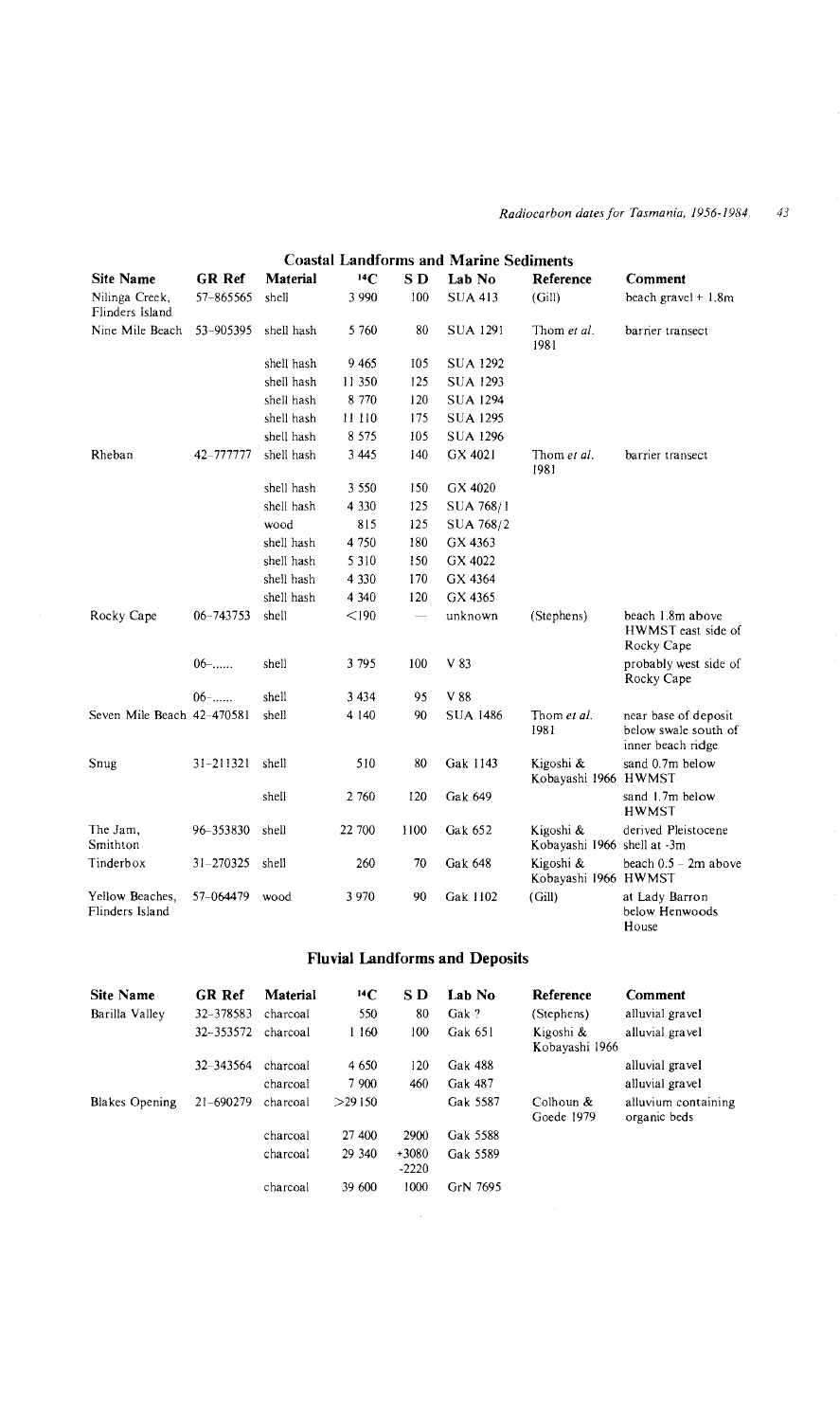## Coastal Landforms and Marine Sediments

| Site Name | GR Ref | Material | $^{14}C$ | S D | Lab No | Reference | Comment |
|---|---|---|---|---|---|---|---|
| Nilinga Creek, Flinders Island | 57–865565 | shell | 3 990 | 100 | SUA 413 | (Gill) | beach gravel + 1.8m |
| Nine Mile Beach | 53–905395 | shell hash | 5 760 | 80 | SUA 1291 | Thom *et al.* 1981 | barrier transect |
| | | shell hash | 9 465 | 105 | SUA 1292 | | |
| | | shell hash | 11 350 | 125 | SUA 1293 | | |
| | | shell hash | 8 770 | 120 | SUA 1294 | | |
| | | shell hash | 11 110 | 175 | SUA 1295 | | |
| | | shell hash | 8 575 | 105 | SUA 1296 | | |
| Rheban | 42–777777 | shell hash | 3 445 | 140 | GX 4021 | Thom *et al.* 1981 | barrier transect |
| | | shell hash | 3 550 | 150 | GX 4020 | | |
| | | shell hash | 4 330 | 125 | SUA 768/1 | | |
| | | wood | 815 | 125 | SUA 768/2 | | |
| | | shell hash | 4 750 | 180 | GX 4363 | | |
| | | shell hash | 5 310 | 150 | GX 4022 | | |
| | | shell hash | 4 330 | 170 | GX 4364 | | |
| | | shell hash | 4 340 | 120 | GX 4365 | | |
| Rocky Cape | 06–743753 | shell | <190 | — | unknown | (Stephens) | beach 1.8m above HWMST east side of Rocky Cape |
| | 06–...... | shell | 3 795 | 100 | V 83 | | probably west side of Rocky Cape |
| | 06–...... | shell | 3 434 | 95 | V 88 | | |
| Seven Mile Beach | 42–470581 | shell | 4 140 | 90 | SUA 1486 | Thom *et al.* 1981 | near base of deposit below swale south of inner beach ridge |
| Snug | 31–211321 | shell | 510 | 80 | Gak 1143 | Kigoshi & Kobayashi 1966 | sand 0.7m below HWMST |
| | | shell | 2 760 | 120 | Gak 649 | | sand 1.7m below HWMST |
| The Jam, Smithton | 96–353830 | shell | 22 700 | 1100 | Gak 652 | Kigoshi & Kobayashi 1966 | derived Pleistocene shell at -3m |
| Tinderbox | 31–270325 | shell | 260 | 70 | Gak 648 | Kigoshi & Kobayashi 1966 | beach 0.5 – 2m above HWMST |
| Yellow Beaches, Flinders Island | 57–064479 | wood | 3 970 | 90 | Gak 1102 | (Gill) | at Lady Barron below Henwoods House |

## Fluvial Landforms and Deposits

| Site Name | GR Ref | Material | $^{14}C$ | S D | Lab No | Reference | Comment |
|---|---|---|---|---|---|---|---|
| Barilla Valley | 32–378583 | charcoal | 550 | 80 | Gak ? | (Stephens) | alluvial gravel |
| | 32–353572 | charcoal | 1 160 | 100 | Gak 651 | Kigoshi & Kobayashi 1966 | alluvial gravel |
| | 32–343564 | charcoal | 4 650 | 120 | Gak 488 | | alluvial gravel |
| | | charcoal | 7 900 | 460 | Gak 487 | | alluvial gravel |
| Blakes Opening | 21–690279 | charcoal | >29 150 | | Gak 5587 | Colhoun & Goede 1979 | alluvium containing organic beds |
| | | charcoal | 27 400 | 2900 | Gak 5588 | | |
| | | charcoal | 29 340 | +3080 -2220 | Gak 5589 | | |
| | | charcoal | 39 600 | 1000 | GrN 7695 | | |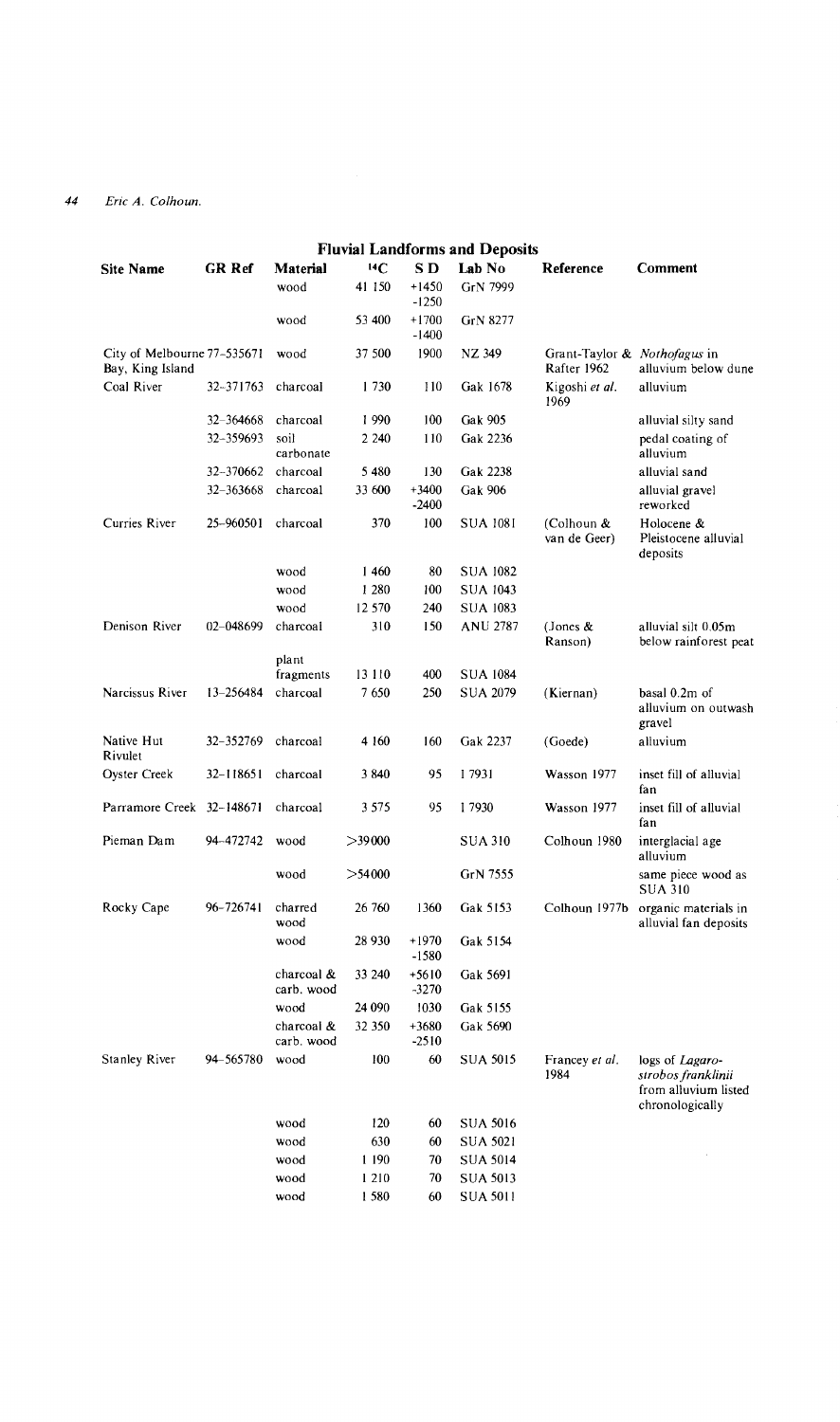## Fluvial Landforms and Deposits

| Site Name | GR Ref | Material | $^{14}C$ | S D | Lab No | Reference | Comment |
|---|---|---|---|---|---|---|---|
| | | wood | 41 150 | +1450 -1250 | GrN 7999 | | |
| | | wood | 53 400 | +1700 -1400 | GrN 8277 | | |
| City of Melbourne Bay, King Island | 77–535671 | wood | 37 500 | 1900 | NZ 349 | Grant-Taylor & Rafter 1962 | *Nothofagus* in alluvium below dune |
| Coal River | 32–371763 | charcoal | 1 730 | 110 | Gak 1678 | Kigoshi *et al.* 1969 | alluvium |
| | 32–364668 | charcoal | 1 990 | 100 | Gak 905 | | alluvial silty sand |
| | 32–359693 | soil carbonate | 2 240 | 110 | Gak 2236 | | pedal coating of alluvium |
| | 32–370662 | charcoal | 5 480 | 130 | Gak 2238 | | alluvial sand |
| | 32–363668 | charcoal | 33 600 | +3400 -2400 | Gak 906 | | alluvial gravel reworked |
| Curries River | 25–960501 | charcoal | 370 | 100 | SUA 1081 | (Colhoun & van de Geer) | Holocene & Pleistocene alluvial deposits |
| | | wood | 1 460 | 80 | SUA 1082 | | |
| | | wood | 1 280 | 100 | SUA 1043 | | |
| | | wood | 12 570 | 240 | SUA 1083 | | |
| Denison River | 02–048699 | charcoal | 310 | 150 | ANU 2787 | (Jones & Ranson) | alluvial silt 0.05m below rainforest peat |
| | | plant fragments | 13 110 | 400 | SUA 1084 | | |
| Narcissus River | 13–256484 | charcoal | 7 650 | 250 | SUA 2079 | (Kiernan) | basal 0.2m of alluvium on outwash gravel |
| Native Hut Rivulet | 32–352769 | charcoal | 4 160 | 160 | Gak 2237 | (Goede) | alluvium |
| Oyster Creek | 32–118651 | charcoal | 3 840 | 95 | I 7931 | Wasson 1977 | inset fill of alluvial fan |
| Parramore Creek | 32–148671 | charcoal | 3 575 | 95 | I 7930 | Wasson 1977 | inset fill of alluvial fan |
| Pieman Dam | 94–472742 | wood | >39000 | | SUA 310 | Colhoun 1980 | interglacial age alluvium |
| | | wood | >54000 | | GrN 7555 | | same piece wood as SUA 310 |
| Rocky Cape | 96–726741 | charred wood | 26 760 | 1360 | Gak 5153 | Colhoun 1977b | organic materials in alluvial fan deposits |
| | | wood | 28 930 | +1970 -1580 | Gak 5154 | | |
| | | charcoal & carb. wood | 33 240 | +5610 -3270 | Gak 5691 | | |
| | | wood | 24 090 | 1030 | Gak 5155 | | |
| | | charcoal & carb. wood | 32 350 | +3680 -2510 | Gak 5690 | | |
| Stanley River | 94–565780 | wood | 100 | 60 | SUA 5015 | Francey *et al.* 1984 | logs of *Lagarostrobos franklinii* from alluvium listed chronologically |
| | | wood | 120 | 60 | SUA 5016 | | |
| | | wood | 630 | 60 | SUA 5021 | | |
| | | wood | 1 190 | 70 | SUA 5014 | | |
| | | wood | 1 210 | 70 | SUA 5013 | | |
| | | wood | 1 580 | 60 | SUA 5011 | | |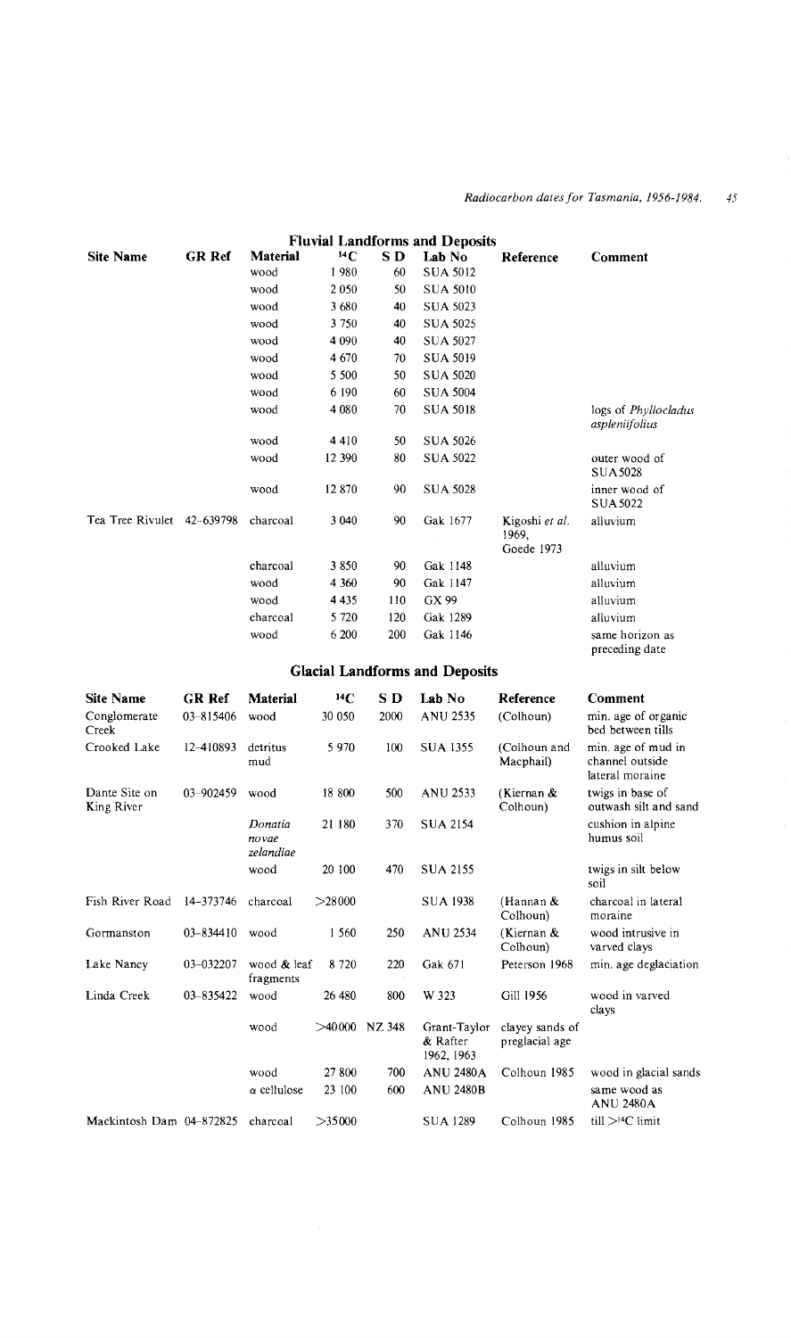## Fluvial Landforms and Deposits

| Site Name | GR Ref | Material | $^{14}C$ | S D | Lab No | Reference | Comment |
|---|---|---|---|---|---|---|---|
| | | wood | 1 980 | 60 | SUA 5012 | | |
| | | wood | 2 050 | 50 | SUA 5010 | | |
| | | wood | 3 680 | 40 | SUA 5023 | | |
| | | wood | 3 750 | 40 | SUA 5025 | | |
| | | wood | 4 090 | 40 | SUA 5027 | | |
| | | wood | 4 670 | 70 | SUA 5019 | | |
| | | wood | 5 500 | 50 | SUA 5020 | | |
| | | wood | 6 190 | 60 | SUA 5004 | | |
| | | wood | 4 080 | 70 | SUA 5018 | | logs of *Phyllocladus aspleniifolius* |
| | | wood | 4 410 | 50 | SUA 5026 | | |
| | | wood | 12 390 | 80 | SUA 5022 | | outer wood of SUA 5028 |
| | | wood | 12 870 | 90 | SUA 5028 | | inner wood of SUA 5022 |
| Tea Tree Rivulet | 42–639798 | charcoal | 3 040 | 90 | Gak 1677 | Kigoshi *et al.* 1969, Goede 1973 | alluvium |
| | | charcoal | 3 850 | 90 | Gak 1148 | | alluvium |
| | | wood | 4 360 | 90 | Gak 1147 | | alluvium |
| | | wood | 4 435 | 110 | GX 99 | | alluvium |
| | | charcoal | 5 720 | 120 | Gak 1289 | | alluvium |
| | | wood | 6 200 | 200 | Gak 1146 | | same horizon as preceding date |

## Glacial Landforms and Deposits

| Site Name | GR Ref | Material | $^{14}C$ | S D | Lab No | Reference | Comment |
|---|---|---|---|---|---|---|---|
| Conglomerate Creek | 03–815406 | wood | 30 050 | 2000 | ANU 2535 | (Colhoun) | min. age of organic bed between tills |
| Crooked Lake | 12–410893 | detritus mud | 5 970 | 100 | SUA 1355 | (Colhoun and Macphail) | min. age of mud in channel outside lateral moraine |
| Dante Site on King River | 03–902459 | wood | 18 800 | 500 | ANU 2533 | (Kiernan & Colhoun) | twigs in base of outwash silt and sand |
| | | *Donatia novae zelandiae* | 21 180 | 370 | SUA 2154 | | cushion in alpine humus soil |
| | | wood | 20 100 | 470 | SUA 2155 | | twigs in silt below soil |
| Fish River Road | 14–373746 | charcoal | >28000 | | SUA 1938 | (Hannan & Colhoun) | charcoal in lateral moraine |
| Gormanston | 03–834410 | wood | 1 560 | 250 | ANU 2534 | (Kiernan & Colhoun) | wood intrusive in varved clays |
| Lake Nancy | 03–032207 | wood & leaf fragments | 8 720 | 220 | Gak 671 | Peterson 1968 | min. age deglaciation |
| Linda Creek | 03–835422 | wood | 26 480 | 800 | W 323 | Gill 1956 | wood in varved clays |
| | | wood | >40000 | NZ 348 | Grant-Taylor & Rafter 1962, 1963 | clayey sands of preglacial age | |
| | | wood | 27 800 | 700 | ANU 2480A | Colhoun 1985 | wood in glacial sands |
| | | α cellulose | 23 100 | 600 | ANU 2480B | | same wood as ANU 2480A |
| Mackintosh Dam | 04–872825 | charcoal | >35000 | | SUA 1289 | Colhoun 1985 | till >$^{14}C$ limit |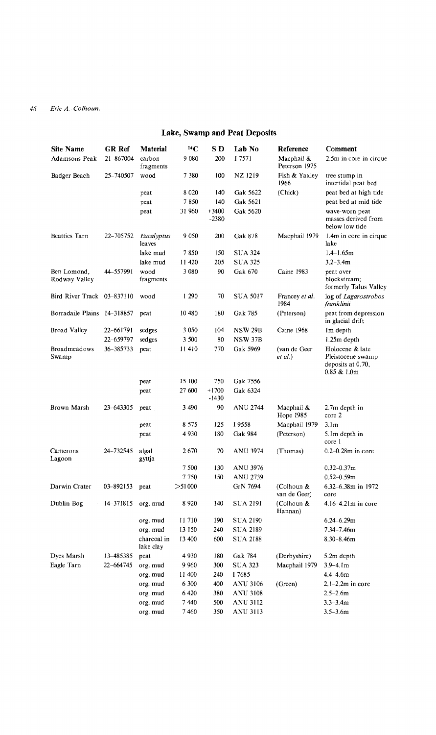## Lake, Swamp and Peat Deposits

| Site Name | GR Ref | Material | $^{14}C$ | S D | Lab No | Reference | Comment |
|---|---|---|---|---|---|---|---|
| Adamsons Peak | 21–867004 | carbon fragments | 9 080 | 200 | I 7571 | Macphail & Peterson 1975 | 2.5m in core in cirque |
| Badger Beach | 25–740507 | wood | 7 380 | 100 | NZ 1219 | Fish & Yaxley 1966 | tree stump in intertidal peat bed |
| | | peat | 8 020 | 140 | Gak 5622 | (Chick) | peat bed at high tide |
| | | peat | 7 850 | 140 | Gak 5621 | | peat bed at mid tide |
| | | peat | 31 960 | +3400 -2380 | Gak 5620 | | wave-worn peat masses derived from below low tide |
| Beatties Tarn | 22–705752 | *Eucalyptus* leaves | 9 050 | 200 | Gak 878 | Macphail 1979 | 1.4m in core in cirque lake |
| | | lake mud | 7 850 | 150 | SUA 324 | | 1.4–1.65m |
| | | lake mud | 11 420 | 205 | SUA 325 | | 3.2–3.4m |
| Ben Lomond, Rodway Valley | 44–557991 | wood fragments | 3 080 | 90 | Gak 670 | Caine 1983 | peat over blockstream; formerly Talus Valley |
| Bird River Track | 03–837110 | wood | 1 290 | 70 | SUA 5017 | Francey *et al.* 1984 | log of *Lagarostrobos franklinii* |
| Borradaile Plains | 14–318857 | peat | 10 480 | 180 | Gak 785 | (Peterson) | peat from depression in glacial drift |
| Broad Valley | 22–661791 | sedges | 3 050 | 104 | NSW 29B | Caine 1968 | 1m depth |
| | 22–659797 | sedges | 3 500 | 80 | NSW 37B | | 1.25m depth |
| Broadmeadows Swamp | 36–385733 | peat | 11 410 | 770 | Gak 5969 | (van de Geer *et al.*) | Holocene & late Pleistocene swamp deposits at 0.70, 0.85 & 1.0m |
| | | peat | 15 100 | 750 | Gak 7556 | | |
| | | peat | 27 600 | +1700 -1430 | Gak 6324 | | |
| Brown Marsh | 23–643305 | peat | 3 490 | 90 | ANU 2744 | Macphail & Hope 1985 | 2.7m depth in core 2 |
| | | peat | 8 575 | 125 | I 9558 | Macphail 1979 | 3.1m |
| | | peat | 4 930 | 180 | Gak 984 | (Peterson) | 5.1m depth in core 1 |
| Camerons Lagoon | 24–732545 | algal gyttja | 2 670 | 70 | ANU 3974 | (Thomas) | 0.2–0.28m in core |
| | | | 7 500 | 130 | ANU 3976 | | 0.32–0.37m |
| | | | 7 750 | 150 | ANU 2739 | | 0.52–0.59m |
| Darwin Crater | 03–892153 | peat | >51 000 | | GrN 7694 | (Colhoun & van de Geer) | 6.32–6.38m in 1972 core |
| Dublin Bog | 14–371815 | org. mud | 8 920 | 140 | SUA 2191 | (Colhoun & Hannan) | 4.16–4.21m in core |
| | | org. mud | 11 710 | 190 | SUA 2190 | | 6.24–6.29m |
| | | org. mud | 13 150 | 240 | SUA 2189 | | 7.34–7.46m |
| | | charcoal in lake clay | 13 400 | 600 | SUA 2188 | | 8.30–8.46m |
| Dyes Marsh | 13–485385 | peat | 4 930 | 180 | Gak 784 | (Derbyshire) | 5.2m depth |
| Eagle Tarn | 22–664745 | org. mud | 9 960 | 300 | SUA 323 | Macphail 1979 | 3.9–4.1m |
| | | org. mud | 11 400 | 240 | I 7685 | | 4.4–4.6m |
| | | org. mud | 6 300 | 400 | ANU 3106 | (Green) | 2.1–2.2m in core |
| | | org. mud | 6 420 | 380 | ANU 3108 | | 2.5–2.6m |
| | | org. mud | 7 440 | 500 | ANU 3112 | | 3.3–3.4m |
| | | org. mud | 7 460 | 350 | ANU 3113 | | 3.5–3.6m |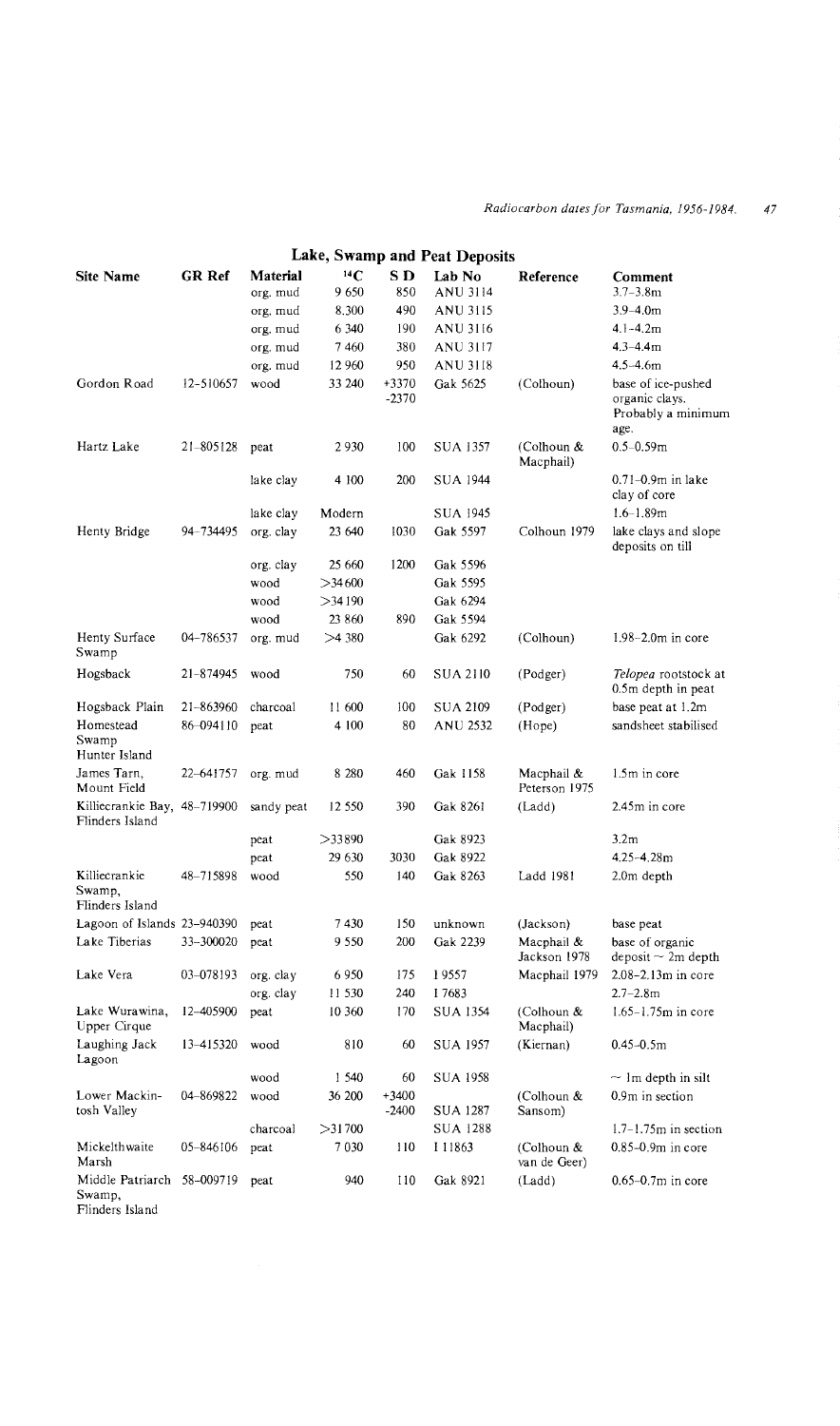## Lake, Swamp and Peat Deposits

| Site Name | GR Ref | Material | $^{14}C$ | S D | Lab No | Reference | Comment |
|---|---|---|---|---|---|---|---|
| | | org. mud | 9 650 | 850 | ANU 3114 | | 3.7–3.8m |
| | | org. mud | 8.300 | 490 | ANU 3115 | | 3.9–4.0m |
| | | org. mud | 6 340 | 190 | ANU 3116 | | 4.1–4.2m |
| | | org. mud | 7 460 | 380 | ANU 3117 | | 4.3–4.4m |
| | | org. mud | 12 960 | 950 | ANU 3118 | | 4.5–4.6m |
| Gordon Road | 12–510657 | wood | 33 240 | +3370 -2370 | Gak 5625 | (Colhoun) | base of ice-pushed organic clays. Probably a minimum age. |
| Hartz Lake | 21–805128 | peat | 2 930 | 100 | SUA 1357 | (Colhoun & Macphail) | 0.5–0.59m |
| | | lake clay | 4 100 | 200 | SUA 1944 | | 0.71–0.9m in lake clay of core |
| | | lake clay | Modern | | SUA 1945 | | 1.6–1.89m |
| Henty Bridge | 94–734495 | org. clay | 23 640 | 1030 | Gak 5597 | Colhoun 1979 | lake clays and slope deposits on till |
| | | org. clay | 25 660 | 1200 | Gak 5596 | | |
| | | wood | >34 600 | | Gak 5595 | | |
| | | wood | >34 190 | | Gak 6294 | | |
| | | wood | 23 860 | 890 | Gak 5594 | | |
| Henty Surface Swamp | 04–786537 | org. mud | >4 380 | | Gak 6292 | (Colhoun) | 1.98–2.0m in core |
| Hogsback | 21–874945 | wood | 750 | 60 | SUA 2110 | (Podger) | *Telopea* rootstock at 0.5m depth in peat |
| Hogsback Plain | 21–863960 | charcoal | 11 600 | 100 | SUA 2109 | (Podger) | base peat at 1.2m |
| Homestead Swamp Hunter Island | 86–094110 | peat | 4 100 | 80 | ANU 2532 | (Hope) | sandsheet stabilised |
| James Tarn, Mount Field | 22–641757 | org. mud | 8 280 | 460 | Gak 1158 | Macphail & Peterson 1975 | 1.5m in core |
| Killiecrankie Bay, Flinders Island | 48–719900 | sandy peat | 12 550 | 390 | Gak 8261 | (Ladd) | 2.45m in core |
| | | peat | >33 890 | | Gak 8923 | | 3.2m |
| | | peat | 29 630 | 3030 | Gak 8922 | | 4.25–4.28m |
| Killiecrankie Swamp, Flinders Island | 48–715898 | wood | 550 | 140 | Gak 8263 | Ladd 1981 | 2.0m depth |
| Lagoon of Islands | 23–940390 | peat | 7 430 | 150 | unknown | (Jackson) | base peat |
| Lake Tiberias | 33–300020 | peat | 9 550 | 200 | Gak 2239 | Macphail & Jackson 1978 | base of organic deposit ~ 2m depth |
| Lake Vera | 03–078193 | org. clay | 6 950 | 175 | I 9557 | Macphail 1979 | 2.08–2.13m in core |
| | | org. clay | 11 530 | 240 | I 7683 | | 2.7–2.8m |
| Lake Wurawina, Upper Cirque | 12–405900 | peat | 10 360 | 170 | SUA 1354 | (Colhoun & Macphail) | 1.65–1.75m in core |
| Laughing Jack Lagoon | 13–415320 | wood | 810 | 60 | SUA 1957 | (Kiernan) | 0.45–0.5m |
| | | wood | 1 540 | 60 | SUA 1958 | | ~ 1m depth in silt |
| Lower Mackintosh Valley | 04–869822 | wood | 36 200 | +3400 -2400 | SUA 1287 | (Colhoun & Sansom) | 0.9m in section |
| | | charcoal | >31 700 | | SUA 1288 | | 1.7–1.75m in section |
| Mickelthwaite Marsh | 05–846106 | peat | 7 030 | 110 | I 11863 | (Colhoun & van de Geer) | 0.85–0.9m in core |
| Middle Patriarch Swamp, Flinders Island | 58–009719 | peat | 940 | 110 | Gak 8921 | (Ladd) | 0.65–0.7m in core |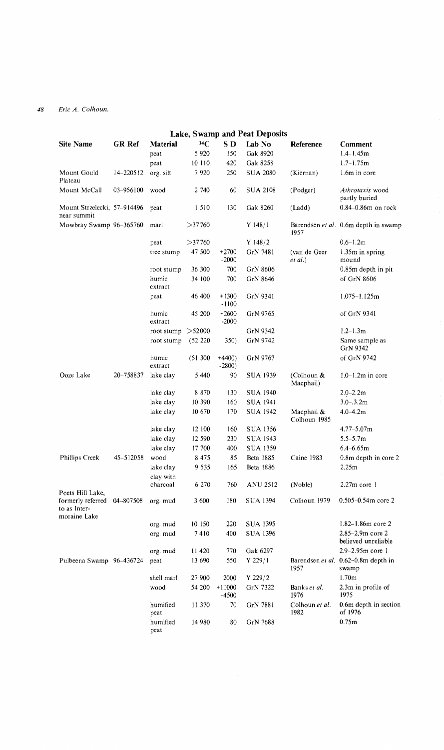## Lake, Swamp and Peat Deposits

| Site Name | GR Ref | Material | $^{14}C$ | S D | Lab No | Reference | Comment |
|---|---|---|---|---|---|---|---|
| | | peat | 5 920 | 150 | Gak 8920 | | 1.4–1.45m |
| | | peat | 10 110 | 420 | Gak 8258 | | 1.7–1.75m |
| Mount Gould Plateau | 14–220512 | org. silt | 7 920 | 250 | SUA 2080 | (Kiernan) | 1.6m in core |
| Mount McCall | 03–956100 | wood | 2 740 | 60 | SUA 2108 | (Podger) | *Athrotaxis* wood partly buried |
| Mount Strzelecki, near summit | 57–914496 | peat | 1 510 | 130 | Gak 8260 | (Ladd) | 0.84–0.86m on rock |
| Mowbray Swamp | 96–365760 | marl | >37760 | | Y 148/1 | Barendsen *et al.* 1957 | 0.6m depth in swamp |
| | | peat | >37760 | | Y 148/2 | | 0.6–1.2m |
| | | tree stump | 47 500 | +2700 -2000 | GrN 7481 | (van de Geer *et al.*) | 1.35m in spring mound |
| | | root stump | 36 300 | 700 | GrN 8606 | | 0.85m depth in pit |
| | | humic extract | 34 100 | 700 | GrN 8646 | | of GrN 8606 |
| | | peat | 46 400 | +1300 -1100 | GrN 9341 | | 1.075–1.125m |
| | | humic extract | 45 200 | +2600 -2000 | GrN 9765 | | of GrN 9341 |
| | | root stump | >52000 | | GrN 9342 | | 1.2–1.3m |
| | | root stump | (52 220 | 350) | GrN 9742 | | Same sample as GrN 9342 |
| | | humic extract | (51 300 | +4400) -2800) | GrN 9767 | | of GrN 9742 |
| Ooze Lake | 20–758837 | lake clay | 5 440 | 90 | SUA 1939 | (Colhoun & Macphail) | 1.0–1.2m in core |
| | | lake clay | 8 870 | 130 | SUA 1940 | | 2.0–2.2m |
| | | lake clay | 10 390 | 160 | SUA 1941 | | 3.0–.3.2m |
| | | lake clay | 10 670 | 170 | SUA 1942 | Macphail & Colhoun 1985 | 4.0–4.2m |
| | | lake clay | 12 100 | 160 | SUA 1356 | | 4.77–5.07m |
| | | lake clay | 12 590 | 230 | SUA 1943 | | 5.5–5.7m |
| | | lake clay | 17 700 | 400 | SUA 1359 | | 6.4–6.65m |
| Phillips Creek | 45–512058 | wood | 8 475 | 85 | Beta 1885 | Caine 1983 | 0.8m depth in core 2 |
| | | lake clay | 9 535 | 165 | Beta 1886 | | 2.25m |
| | | clay with charcoal | 6 270 | 760 | ANU 2512 | (Noble) | 2.27m core 1 |
| Poets Hill Lake, formerly referred to as Inter-moraine Lake | 04–807508 | org. mud | 3 600 | 180 | SUA 1394 | Colhoun 1979 | 0.505–0.54m core 2 |
| | | org. mud | 10 150 | 220 | SUA 1395 | | 1.82–1.86m core 2 |
| | | org. mud | 7 410 | 400 | SUA 1396 | | 2.85–2.9m core 2 believed unreliable |
| | | org. mud | 11 420 | 770 | Gak 6297 | | 2.9–2.95m core 1 |
| Pulbeena Swamp | 96–436724 | peat | 13 690 | 550 | Y 229/1 | Barendsen *et al.* 1957 | 0.62–0.8m depth in swamp |
| | | shell marl | 27 900 | 2000 | Y 229/2 | | 1.70m |
| | | wood | 54 200 | +11000 -4500 | GrN 7322 | Banks *et al.* 1976 | 2.3m in profile of 1975 |
| | | humified peat | 11 370 | 70 | GrN 7881 | Colhoun *et al.* 1982 | 0.6m depth in section of 1976 |
| | | humified peat | 14 980 | 80 | GrN 7688 | | 0.75m |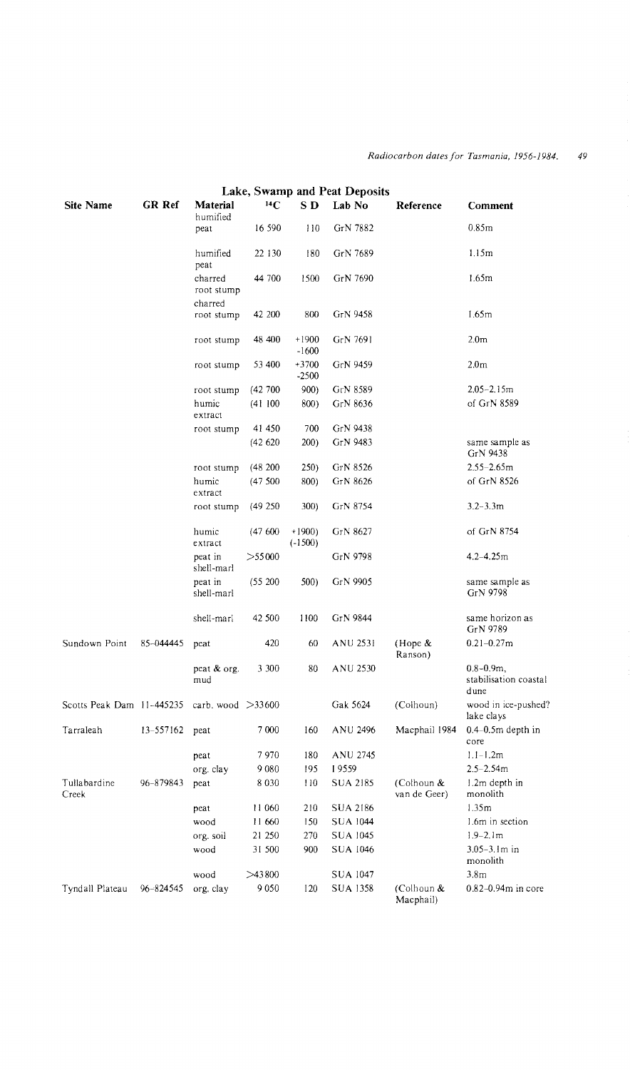## Lake, Swamp and Peat Deposits

| Site Name | GR Ref | Material | $^{14}C$ | S D | Lab No | Reference | Comment |
|---|---|---|---|---|---|---|---|
| | | humified peat | 16 590 | 110 | GrN 7882 | | 0.85m |
| | | humified peat | 22 130 | 180 | GrN 7689 | | 1.15m |
| | | charred root stump | 44 700 | 1500 | GrN 7690 | | 1.65m |
| | | charred root stump | 42 200 | 800 | GrN 9458 | | 1.65m |
| | | root stump | 48 400 | +1900 -1600 | GrN 7691 | | 2.0m |
| | | root stump | 53 400 | +3700 -2500 | GrN 9459 | | 2.0m |
| | | root stump | (42 700 | 900) | GrN 8589 | | 2.05–2.15m |
| | | humic extract | (41 100 | 800) | GrN 8636 | | of GrN 8589 |
| | | root stump | 41 450 | 700 | GrN 9438 | | |
| | | | (42 620 | 200) | GrN 9483 | | same sample as GrN 9438 |
| | | root stump | (48 200 | 250) | GrN 8526 | | 2.55–2.65m |
| | | humic extract | (47 500 | 800) | GrN 8626 | | of GrN 8526 |
| | | root stump | (49 250 | 300) | GrN 8754 | | 3.2–3.3m |
| | | humic extract | (47 600 | +1900) (-1500) | GrN 8627 | | of GrN 8754 |
| | | peat in shell-marl | >55 000 | | GrN 9798 | | 4.2–4.25m |
| | | peat in shell-marl | (55 200 | 500) | GrN 9905 | | same sample as GrN 9798 |
| | | shell-marl | 42 500 | 1100 | GrN 9844 | | same horizon as GrN 9789 |
| Sundown Point | 85–044445 | peat | 420 | 60 | ANU 2531 | (Hope & Ranson) | 0.21–0.27m |
| | | peat & org. mud | 3 300 | 80 | ANU 2530 | | 0.8–0.9m, stabilisation coastal dune |
| Scotts Peak Dam | 11–445235 | carb. wood | >33 600 | | Gak 5624 | (Colhoun) | wood in ice-pushed? lake clays |
| Tarraleah | 13–557162 | peat | 7 000 | 160 | ANU 2496 | Macphail 1984 | 0.4–0.5m depth in core |
| | | peat | 7 970 | 180 | ANU 2745 | | 1.1–1.2m |
| | | org. clay | 9 080 | 195 | I 9559 | | 2.5–2.54m |
| Tullabardine Creek | 96–879843 | peat | 8 030 | 110 | SUA 2185 | (Colhoun & van de Geer) | 1.2m depth in monolith |
| | | peat | 11 060 | 210 | SUA 2186 | | 1.35m |
| | | wood | 11 660 | 150 | SUA 1044 | | 1.6m in section |
| | | org. soil | 21 250 | 270 | SUA 1045 | | 1.9–2.1m |
| | | wood | 31 500 | 900 | SUA 1046 | | 3.05–3.1m in monolith |
| | | wood | >43 800 | | SUA 1047 | | 3.8m |
| Tyndall Plateau | 96–824545 | org. clay | 9 050 | 120 | SUA 1358 | (Colhoun & Macphail) | 0.82–0.94m in core |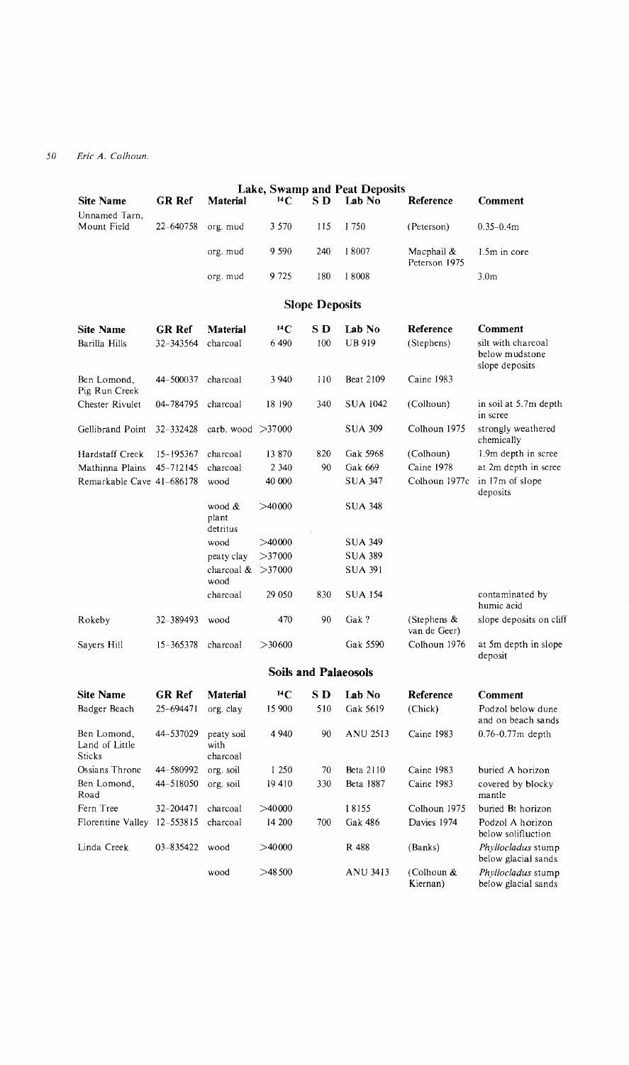### Lake, Swamp and Peat Deposits

| Site Name | GR Ref | Material | $^{14}C$ | S D | Lab No | Reference | Comment |
|---|---|---|---|---|---|---|---|
| Unnamed Tarn, Mount Field | 22–640758 | org. mud | 3 570 | 115 | I 750 | (Peterson) | 0.35–0.4m |
| | | org. mud | 9 590 | 240 | I 8007 | Macphail & Peterson 1975 | 1.5m in core |
| | | org. mud | 9 725 | 180 | I 8008 | | 3.0m |

### Slope Deposits

| Site Name | GR Ref | Material | $^{14}C$ | S D | Lab No | Reference | Comment |
|---|---|---|---|---|---|---|---|
| Barilla Hills | 32–343564 | charcoal | 6 490 | 100 | UB 919 | (Stephens) | silt with charcoal below mudstone slope deposits |
| Ben Lomond, Pig Run Creek | 44–500037 | charcoal | 3 940 | 110 | Beat 2109 | Caine 1983 | |
| Chester Rivulet | 04–784795 | charcoal | 18 190 | 340 | SUA 1042 | (Colhoun) | in soil at 5.7m depth in scree |
| Gellibrand Point | 32–332428 | carb. wood | >37000 | | SUA 309 | Colhoun 1975 | strongly weathered chemically |
| Hardstaff Creek | 15–195367 | charcoal | 13 870 | 820 | Gak 5968 | (Colhoun) | 1.9m depth in scree |
| Mathinna Plains | 45–712145 | charcoal | 2 340 | 90 | Gak 669 | Caine 1978 | at 2m depth in scree |
| Remarkable Cave | 41–686178 | wood | 40 000 | | SUA 347 | Colhoun 1977c | in 17m of slope deposits |
| | | wood & plant detritus | >40000 | | SUA 348 | | |
| | | wood | >40000 | | SUA 349 | | |
| | | peaty clay | >37000 | | SUA 389 | | |
| | | charcoal & wood | >37000 | | SUA 391 | | |
| | | charcoal | 29 050 | 830 | SUA 154 | | contaminated by humic acid |
| Rokeby | 32–389493 | wood | 470 | 90 | Gak ? | (Stephens & van de Geer) | slope deposits on cliff |
| Sayers Hill | 15–365378 | charcoal | >30600 | | Gak 5590 | Colhoun 1976 | at 5m depth in slope deposit |

### Soils and Palaeosols

| Site Name | GR Ref | Material | $^{14}C$ | S D | Lab No | Reference | Comment |
|---|---|---|---|---|---|---|---|
| Badger Beach | 25–694471 | org. clay | 15 900 | 510 | Gak 5619 | (Chick) | Podzol below dune and on beach sands |
| Ben Lomond, Land of Little Sticks | 44–537029 | peaty soil with charcoal | 4 940 | 90 | ANU 2513 | Caine 1983 | 0.76–0.77m depth |
| Ossians Throne | 44–580992 | org. soil | 1 250 | 70 | Beta 2110 | Caine 1983 | buried A horizon |
| Ben Lomond, Road | 44–518050 | org. soil | 19 410 | 330 | Beta 1887 | Caine 1983 | covered by blocky mantle |
| Fern Tree | 32–204471 | charcoal | >40000 | | I 8155 | Colhoun 1975 | buried Bt horizon |
| Florentine Valley | 12–553815 | charcoal | 14 200 | 700 | Gak 486 | Davies 1974 | Podzol A horizon below solifluction |
| Linda Creek | 03–835422 | wood | >40000 | | R 488 | (Banks) | *Phyllocladus* stump below glacial sands |
| | | wood | >48 500 | | ANU 3413 | (Colhoun & Kiernan) | *Phyllocladus* stump below glacial sands |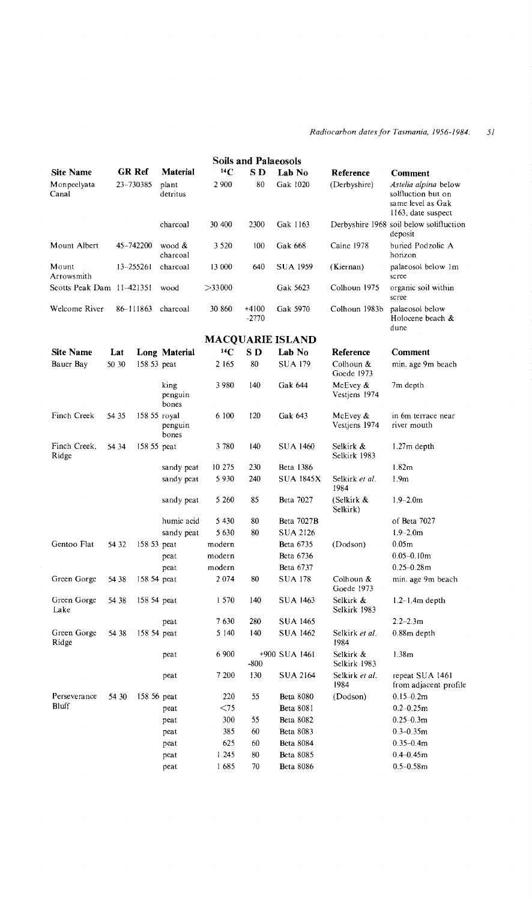## Soils and Palaeosols

| Site Name | GR Ref | Material | $^{14}C$ | S D | Lab No | Reference | Comment |
|---|---|---|---|---|---|---|---|
| Monpeelyata Canal | 23–730385 | plant detritus | 2 900 | 80 | Gak 1020 | (Derbyshire) | *Astelia alpina* below solifluction but on same level as Gak 1163, date suspect |
| | | charcoal | 30 400 | 2300 | Gak 1163 | Derbyshire 1968 | soil below solifluction deposit |
| Mount Albert | 45–742200 | wood & charcoal | 3 520 | 100 | Gak 668 | Caine 1978 | buried Podzolic A horizon |
| Mount Arrowsmith | 13–255261 | charcoal | 13 000 | 640 | SUA 1959 | (Kiernan) | palaeosol below 1m scree |
| Scotts Peak Dam | 11–421351 | wood | >33000 | | Gak 5623 | Colhoun 1975 | organic soil within scree |
| Welcome River | 86–111863 | charcoal | 30 860 | +4100 -2770 | Gak 5970 | Colhoun 1983b | palaeosol below Holocene beach & dune |

## MACQUARIE ISLAND

| Site Name | Lat | Long | Material | $^{14}C$ | S D | Lab No | Reference | Comment |
|---|---|---|---|---|---|---|---|---|
| Bauer Bay | 50 30 | 158 53 | peat | 2 165 | 80 | SUA 179 | Colhoun & Goede 1973 | min. age 9m beach |
| | | | king penguin bones | 3 980 | 140 | Gak 644 | McEvey & Vestjens 1974 | 7m depth |
| Finch Creek | 54 35 | 158 55 | royal penguin bones | 6 100 | 120 | Gak 643 | McEvey & Vestjens 1974 | in 6m terrace near river mouth |
| Finch Creek, Ridge | 54 34 | 158 55 | peat | 3 780 | 140 | SUA 1460 | Selkirk & Selkirk 1983 | 1.27m depth |
| | | | sandy peat | 10 275 | 230 | Beta 1386 | | 1.82m |
| | | | sandy peat | 5 930 | 240 | SUA 1845X | Selkirk *et al.* 1984 | 1.9m |
| | | | sandy peat | 5 260 | 85 | Beta 7027 | (Selkirk & Selkirk) | 1.9–2.0m |
| | | | humic acid | 5 430 | 80 | Beta 7027B | | of Beta 7027 |
| | | | sandy peat | 5 630 | 80 | SUA 2126 | | 1.9–2.0m |
| Gentoo Flat | 54 32 | 158 53 | peat | modern | | Beta 6735 | (Dodson) | 0.05m |
| | | | peat | modern | | Beta 6736 | | 0.05–0.10m |
| | | | peat | modern | | Beta 6737 | | 0.25–0.28m |
| Green Gorge | 54 38 | 158 54 | peat | 2 074 | 80 | SUA 178 | Colhoun & Goede 1973 | min. age 9m beach |
| Green Gorge Lake | 54 38 | 158 54 | peat | 1 570 | 140 | SUA 1463 | Selkirk & Selkirk 1983 | 1.2–1.4m depth |
| | | | peat | 7 630 | 280 | SUA 1465 | | 2.2–2.3m |
| Green Gorge Ridge | 54 38 | 158 54 | peat | 5 140 | 140 | SUA 1462 | Selkirk *et al.* 1984 | 0.88m depth |
| | | | peat | 6 900 | +900 -800 | SUA 1461 | Selkirk & Selkirk 1983 | 1.38m |
| | | | peat | 7 200 | 130 | SUA 2164 | Selkirk *et al.* 1984 | repeat SUA 1461 from adjacent profile |
| Perseverance Bluff | 54 30 | 158 56 | peat | 220 | 55 | Beta 8080 | (Dodson) | 0.15–0.2m |
| | | | peat | <75 | | Beta 8081 | | 0.2–0.25m |
| | | | peat | 300 | 55 | Beta 8082 | | 0.25–0.3m |
| | | | peat | 385 | 60 | Beta 8083 | | 0.3–0.35m |
| | | | peat | 625 | 60 | Beta 8084 | | 0.35–0.4m |
| | | | peat | 1 245 | 80 | Beta 8085 | | 0.4–0.45m |
| | | | peat | 1 685 | 70 | Beta 8086 | | 0.5–0.58m |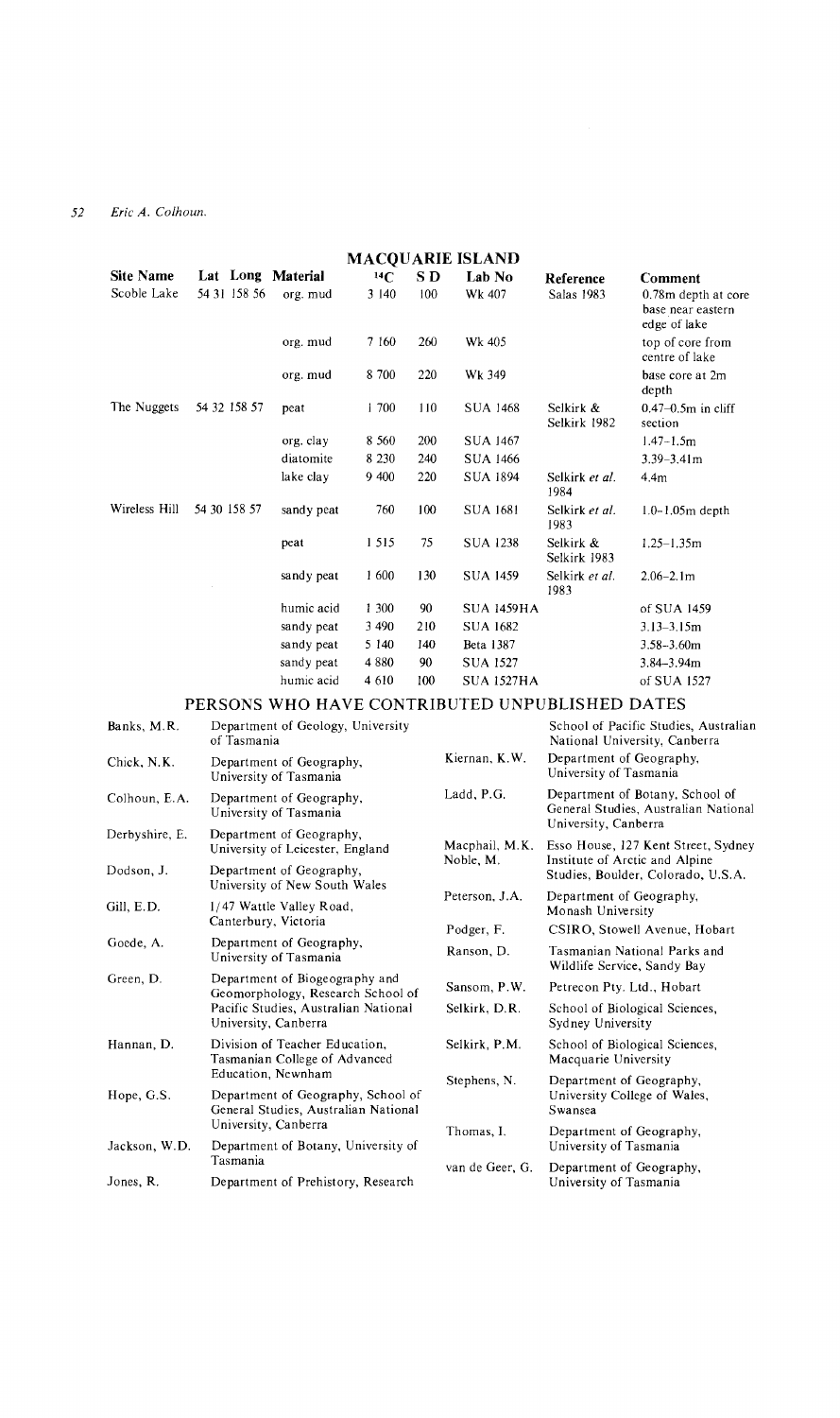## MACQUARIE ISLAND

| Site Name | Lat | Long | Material | $^{14}C$ | S D | Lab No | Reference | Comment |
|---|---|---|---|---|---|---|---|---|
| Scoble Lake | 54 31 | 158 56 | org. mud | 3 140 | 100 | Wk 407 | Salas 1983 | 0.78m depth at core base near eastern edge of lake |
| | | | org. mud | 7 160 | 260 | Wk 405 | | top of core from centre of lake |
| | | | org. mud | 8 700 | 220 | Wk 349 | | base core at 2m depth |
| The Nuggets | 54 32 | 158 57 | peat | 1 700 | 110 | SUA 1468 | Selkirk & Selkirk 1982 | 0.47–0.5m in cliff section |
| | | | org. clay | 8 560 | 200 | SUA 1467 | | 1.47–1.5m |
| | | | diatomite | 8 230 | 240 | SUA 1466 | | 3.39–3.41m |
| | | | lake clay | 9 400 | 220 | SUA 1894 | Selkirk *et al.* 1984 | 4.4m |
| Wireless Hill | 54 30 | 158 57 | sandy peat | 760 | 100 | SUA 1681 | Selkirk *et al.* 1983 | 1.0–1.05m depth |
| | | | peat | 1 515 | 75 | SUA 1238 | Selkirk & Selkirk 1983 | 1.25–1.35m |
| | | | sandy peat | 1 600 | 130 | SUA 1459 | Selkirk *et al.* 1983 | 2.06–2.1m |
| | | | humic acid | 1 300 | 90 | SUA 1459HA | | of SUA 1459 |
| | | | sandy peat | 3 490 | 210 | SUA 1682 | | 3.13–3.15m |
| | | | sandy peat | 5 140 | 140 | Beta 1387 | | 3.58–3.60m |
| | | | sandy peat | 4 880 | 90 | SUA 1527 | | 3.84–3.94m |
| | | | humic acid | 4 610 | 100 | SUA 1527HA | | of SUA 1527 |

## PERSONS WHO HAVE CONTRIBUTED UNPUBLISHED DATES

| Name | Address |
|---|---|
| Banks, M.R. | Department of Geology, University of Tasmania |
| Chick, N.K. | Department of Geography, University of Tasmania |
| Colhoun, E.A. | Department of Geography, University of Tasmania |
| Derbyshire, E. | Department of Geography, University of Leicester, England |
| Dodson, J. | Department of Geography, University of New South Wales |
| Gill, E.D. | 1/47 Wattle Valley Road, Canterbury, Victoria |
| Goede, A. | Department of Geography, University of Tasmania |
| Green, D. | Department of Biogeography and Geomorphology, Research School of Pacific Studies, Australian National University, Canberra |
| Hannan, D. | Division of Teacher Education, Tasmanian College of Advanced Education, Newnham |
| Hope, G.S. | Department of Geography, School of General Studies, Australian National University, Canberra |
| Jackson, W.D. | Department of Botany, University of Tasmania |
| Jones, R. | Department of Prehistory, Research School of Pacific Studies, Australian National University, Canberra |
| Kiernan, K.W. | Department of Geography, University of Tasmania |
| Ladd, P.G. | Department of Botany, School of General Studies, Australian National University, Canberra |
| Macphail, M.K. | Esso House, 127 Kent Street, Sydney |
| Noble, M. | Institute of Arctic and Alpine Studies, Boulder, Colorado, U.S.A. |
| Peterson, J.A. | Department of Geography, Monash University |
| Podger, F. | CSIRO, Stowell Avenue, Hobart |
| Ranson, D. | Tasmanian National Parks and Wildlife Service, Sandy Bay |
| Sansom, P.W. | Petrecon Pty. Ltd., Hobart |
| Selkirk, D.R. | School of Biological Sciences, Sydney University |
| Selkirk, P.M. | School of Biological Sciences, Macquarie University |
| Stephens, N. | Department of Geography, University College of Wales, Swansea |
| Thomas, I. | Department of Geography, University of Tasmania |
| van de Geer, G. | Department of Geography, University of Tasmania |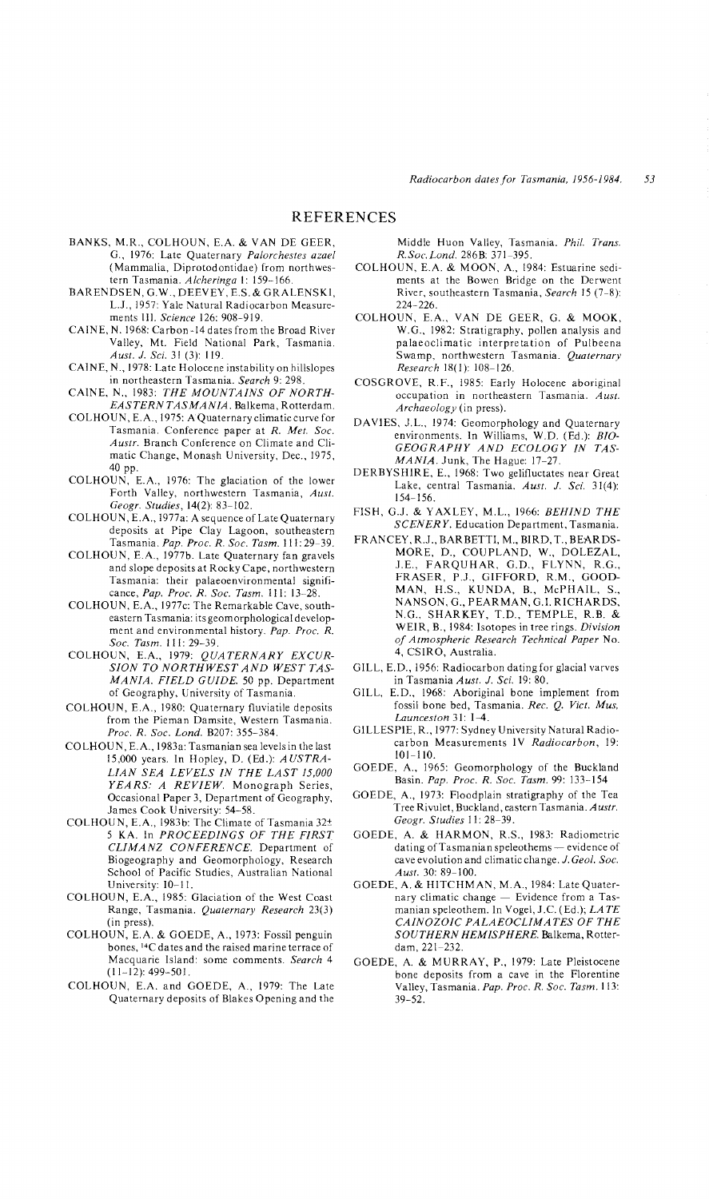## REFERENCES

BANKS, M.R., COLHOUN, E.A. & VAN DE GEER, G., 1976: Late Quaternary *Palorchestes azael* (Mammalia, Diprotodontidae) from northwestern Tasmania. *Alcheringa* 1: 159–166.

BARENDSEN, G.W., DEEVEY, E.S. & GRALENSKI, L.J., 1957: Yale Natural Radiocarbon Measurements III. *Science* 126: 908–919.

CAINE, N. 1968: Carbon-14 dates from the Broad River Valley, Mt. Field National Park, Tasmania. *Aust. J. Sci.* 31 (3): 119.

CAINE, N., 1978: Late Holocene instability on hillslopes in northeastern Tasmania. *Search* 9: 298.

CAINE, N., 1983: *THE MOUNTAINS OF NORTH-EASTERN TASMANIA*. Balkema, Rotterdam.

COLHOUN, E.A., 1975: A Quaternary climatic curve for Tasmania. Conference paper at *R. Met. Soc. Austr.* Branch Conference on Climate and Climatic Change, Monash University, Dec., 1975, 40 pp.

COLHOUN, E.A., 1976: The glaciation of the lower Forth Valley, northwestern Tasmania, *Aust. Geogr. Studies*, 14(2): 83–102.

COLHOUN, E.A., 1977a: A sequence of Late Quaternary deposits at Pipe Clay Lagoon, southeastern Tasmania. *Pap. Proc. R. Soc. Tasm.* 111: 29–39.

COLHOUN, E.A., 1977b. Late Quaternary fan gravels and slope deposits at Rocky Cape, northwestern Tasmania: their palaeoenvironmental significance, *Pap. Proc. R. Soc. Tasm.* 111: 13–28.

COLHOUN, E.A., 1977c: The Remarkable Cave, southeastern Tasmania: its geomorphological development and environmental history. *Pap. Proc. R. Soc. Tasm.* 111: 29–39.

COLHOUN, E.A., 1979: *QUATERNARY EXCURSION TO NORTHWEST AND WEST TASMANIA. FIELD GUIDE.* 50 pp. Department of Geography, University of Tasmania.

COLHOUN, E.A., 1980: Quaternary fluviatile deposits from the Pieman Damsite, Western Tasmania. *Proc. R. Soc. Lond.* B207: 355–384.

COLHOUN, E.A., 1983a: Tasmanian sea levels in the last 15,000 years. In Hopley, D. (Ed.): *AUSTRALIAN SEA LEVELS IN THE LAST 15,000 YEARS: A REVIEW*. Monograph Series, Occasional Paper 3, Department of Geography, James Cook University: 54–58.

COLHOUN, E.A., 1983b: The Climate of Tasmania 32± 5 KA. In *PROCEEDINGS OF THE FIRST CLIMANZ CONFERENCE*. Department of Biogeography and Geomorphology, Research School of Pacific Studies, Australian National University: 10–11.

COLHOUN, E.A., 1985: Glaciation of the West Coast Range, Tasmania. *Quaternary Research* 23(3) (in press).

COLHOUN, E.A. & GOEDE, A., 1973: Fossil penguin bones, $^{14}C$ dates and the raised marine terrace of Macquarie Island: some comments. *Search* 4 (11–12): 499–501.

COLHOUN, E.A. and GOEDE, A., 1979: The Late Quaternary deposits of Blakes Opening and the Middle Huon Valley, Tasmania. *Phil. Trans. R.Soc.Lond.* 286B: 371–395.

COLHOUN, E.A. & MOON, A., 1984: Estuarine sediments at the Bowen Bridge on the Derwent River, southeastern Tasmania, *Search* 15 (7–8): 224–226.

COLHOUN, E.A., VAN DE GEER, G. & MOOK, W.G., 1982: Stratigraphy, pollen analysis and palaeoclimatic interpretation of Pulbeena Swamp, northwestern Tasmania. *Quaternary Research* 18(1): 108–126.

COSGROVE, R.F., 1985: Early Holocene aboriginal occupation in northeastern Tasmania. *Aust. Archaeology* (in press).

DAVIES, J.L., 1974: Geomorphology and Quaternary environments. In Williams, W.D. (Ed.): *BIOGEOGRAPHY AND ECOLOGY IN TASMANIA*. Junk, The Hague: 17–27.

DERBYSHIRE, E., 1968: Two gelifluctates near Great Lake, central Tasmania. *Aust. J. Sci.* 31(4): 154–156.

FISH, G.J. & YAXLEY, M.L., 1966: *BEHIND THE SCENERY*. Education Department, Tasmania.

FRANCEY, R.J., BARBETTI, M., BIRD, T., BEARDSMORE, D., COUPLAND, W., DOLEZAL, J.E., FARQUHAR, G.D., FLYNN, R.G., FRASER, P.J., GIFFORD, R.M., GOODMAN, H.S., KUNDA, B., McPHAIL, S., NANSON, G., PEARMAN, G.I. RICHARDS, N.G., SHARKEY, T.D., TEMPLE, R.B. & WEIR, B., 1984: Isotopes in tree rings. *Division of Atmospheric Research Technical Paper* No. 4, CSIRO, Australia.

GILL, E.D., 1956: Radiocarbon dating for glacial varves in Tasmania *Aust. J. Sci.* 19: 80.

GILL, E.D., 1968: Aboriginal bone implement from fossil bone bed, Tasmania. *Rec. Q. Vict. Mus, Launceston* 31: 1–4.

GILLESPIE, R., 1977: Sydney University Natural Radiocarbon Measurements IV *Radiocarbon*, 19: 101–110.

GOEDE, A., 1965: Geomorphology of the Buckland Basin. *Pap. Proc. R. Soc. Tasm.* 99: 133–154

GOEDE, A., 1973: Floodplain stratigraphy of the Tea Tree Rivulet, Buckland, eastern Tasmania. *Austr. Geogr. Studies* 11: 28–39.

GOEDE, A. & HARMON, R.S., 1983: Radiometric dating of Tasmanian speleothems — evidence of cave evolution and climatic change. *J.Geol. Soc. Aust.* 30: 89–100.

GOEDE, A. & HITCHMAN, M.A., 1984: Late Quaternary climatic change — Evidence from a Tasmanian speleothem. In Vogel, J.C. (Ed.); *LATE CAINOZOIC PALAEOCLIMATES OF THE SOUTHERN HEMISPHERE*. Balkema, Rotterdam, 221–232.

GOEDE, A. & MURRAY, P., 1979: Late Pleistocene bone deposits from a cave in the Florentine Valley, Tasmania. *Pap. Proc. R. Soc. Tasm.* 113: 39–52.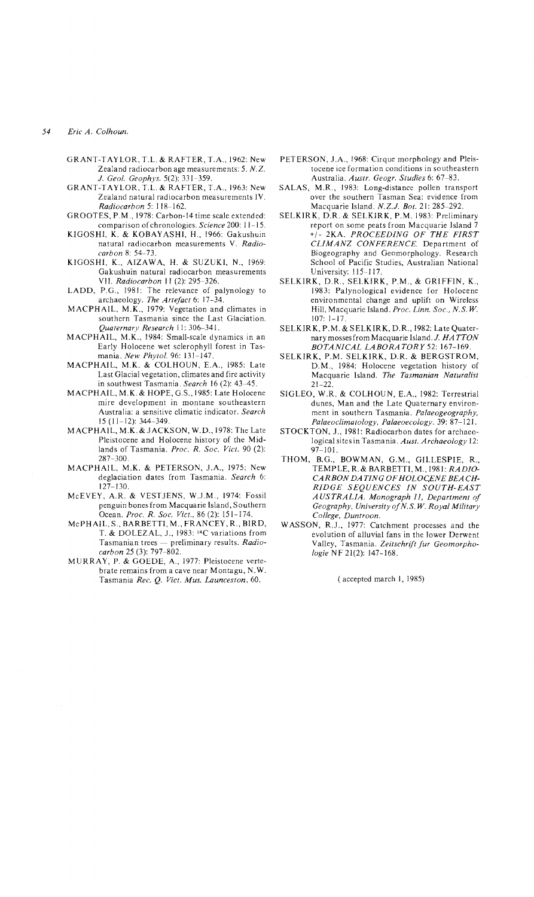GRANT-TAYLOR, T.L. & RAFTER, T.A., 1962: New Zealand radiocarbon age measurements: 5. *N.Z. J. Geol. Geophys.* 5(2): 331–359.

GRANT-TAYLOR, T.L. & RAFTER, T.A., 1963: New Zealand natural radiocarbon measurements IV. *Radiocarbon* 5: 118–162.

GROOTES, P.M., 1978: Carbon-14 time scale extended: comparison of chronologies. *Science* 200: 11–15.

KIGOSHI, K. & KOBAYASHI, H., 1966: Gakushuin natural radiocarbon measurements V. *Radiocarbon* 8: 54–73.

KIGOSHI, K., AIZAWA, H. & SUZUKI, N., 1969: Gakushuin natural radiocarbon measurements VII. *Radiocarbon* 11 (2): 295–326.

LADD, P.G., 1981: The relevance of palynology to archaeology. *The Artefact* 6: 17–34.

MACPHAIL, M.K., 1979: Vegetation and climates in southern Tasmania since the Last Glaciation. *Quaternary Research* 11: 306–341.

MACPHAIL, M.K., 1984: Small-scale dynamics in an Early Holocene wet sclerophyll forest in Tasmania. *New Phytol.* 96: 131–147.

MACPHAIL, M.K. & COLHOUN, E.A., 1985: Late Last Glacial vegetation, climates and fire activity in southwest Tasmania. *Search* 16 (2): 43–45.

MACPHAIL, M.K. & HOPE, G.S., 1985: Late Holocene mire development in montane southeastern Australia: a sensitive climatic indicator. *Search* 15 (11–12): 344–349.

MACPHAIL, M.K. & JACKSON, W.D., 1978: The Late Pleistocene and Holocene history of the Midlands of Tasmania. *Proc. R. Soc. Vict.* 90 (2): 287–300.

MACPHAIL, M.K. & PETERSON, J.A., 1975: New deglaciation dates from Tasmania. *Search* 6: 127–130.

McEVEY, A.R. & VESTJENS, W.J.M., 1974: Fossil penguin bones from Macquarie Island, Southern Ocean. *Proc. R. Soc. Vict.*, 86 (2): 151–174.

McPHAIL, S., BARBETTI, M., FRANCEY, R., BIRD, T. & DOLEZAL, J., 1983: $^{14}C$ variations from Tasmanian trees — preliminary results. *Radiocarbon* 25 (3): 797–802.

MURRAY, P. & GOEDE, A., 1977: Pleistocene vertebrate remains from a cave near Montagu, N.W. Tasmania *Rec. Q. Vict. Mus. Launceston*, 60.

PETERSON, J.A., 1968: Cirque morphology and Pleistocene ice formation conditions in southeastern Australia. *Austr. Geogr. Studies* 6: 67–83.

SALAS, M.R., 1983: Long-distance pollen transport over the southern Tasman Sea: evidence from Macquarie Island. *N.Z.J. Bot.* 21: 285–292.

SELKIRK, D.R. & SELKIRK, P.M. 1983: Preliminary report on some peats from Macquarie Island 7 +/- 2KA. *PROCEEDING OF THE FIRST CLIMANZ CONFERENCE.* Department of Biogeography and Geomorphology. Research School of Pacific Studies, Australian National University: 115–117.

SELKIRK, D.R., SELKIRK, P.M., & GRIFFIN, K., 1983: Palynological evidence for Holocene environmental change and uplift on Wireless Hill, Macquarie Island. *Proc. Linn. Soc., N.S.W.* 107: 1–17.

SELKIRK, P.M. & SELKIRK, D.R., 1982: Late Quaternary mosses from Macquarie Island. *J. HATTON BOTANICAL LABORATORY* 52: 167–169.

SELKIRK, P.M. SELKIRK, D.R. & BERGSTROM, D.M., 1984: Holocene vegetation history of Macquarie Island. *The Tasmanian Naturalist* 21–22.

SIGLEO, W.R. & COLHOUN, E.A., 1982: Terrestrial dunes, Man and the Late Quaternary environment in southern Tasmania. *Palaeogeography, Palaeoclimatology, Palaeoecology.* 39: 87–121.

STOCKTON, J., 1981: Radiocarbon dates for archaeological sites in Tasmania. *Aust. Archaeology* 12: 97–101.

THOM, B.G., BOWMAN, G.M., GILLESPIE, R., TEMPLE, R. & BARBETTI, M., 1981: *RADIOCARBON DATING OF HOLOCENE BEACH-RIDGE SEQUENCES IN SOUTH-EAST AUSTRALIA. Monograph 11, Department of Geography, University of N.S.W. Royal Military College, Duntroon.*

WASSON, R.J., 1977: Catchment processes and the evolution of alluvial fans in the lower Derwent Valley, Tasmania. *Zeitschrift fur Geomorphologie* NF 21(2): 147–168.

(accepted march 1, 1985)